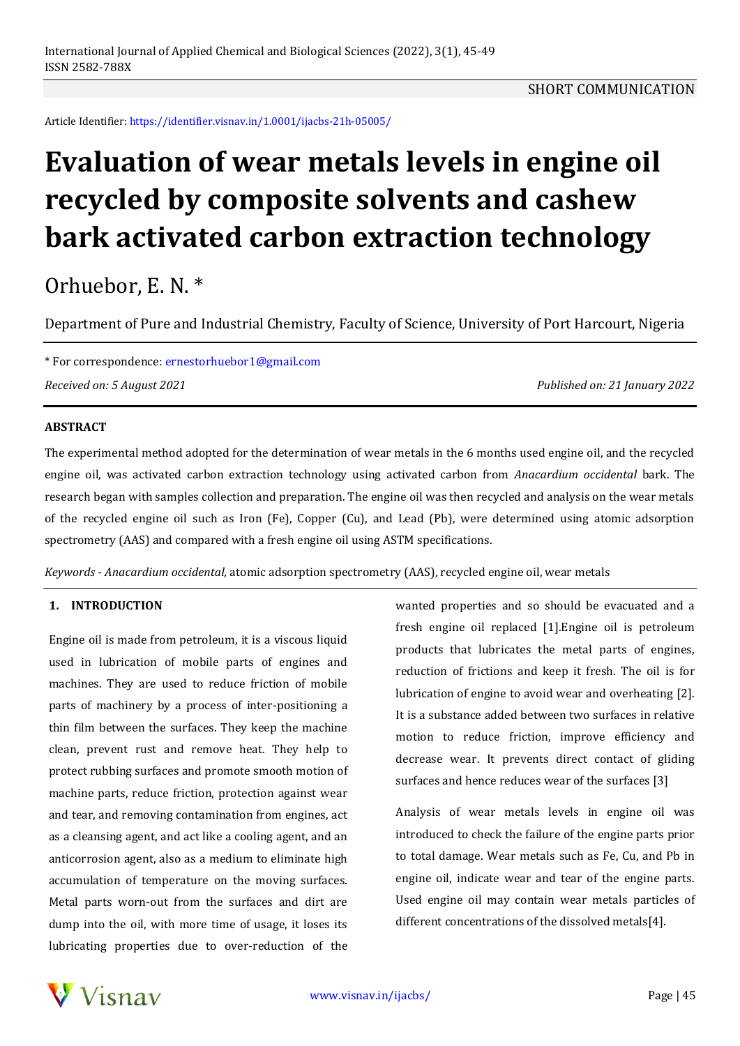SHORT COMMUNICATION

Article Identifier: https://identifier.visnav.in/1.0001/ijacbs-21h-05005/

# Evaluation of wear metals levels in engine oil recycled by composite solvents and cashew bark activated carbon extraction technology

Orhuebor, E. N. *

Department of Pure and Industrial Chemistry, Faculty of Science, University of Port Harcourt, Nigeria

* For correspondence: ernestorhuebor1@gmail.com

*Received on: 5 August 2021* *Published on: 21 January 2022*

## ABSTRACT

The experimental method adopted for the determination of wear metals in the 6 months used engine oil, and the recycled engine oil, was activated carbon extraction technology using activated carbon from *Anacardium occidental* bark. The research began with samples collection and preparation. The engine oil was then recycled and analysis on the wear metals of the recycled engine oil such as Iron (Fe), Copper (Cu), and Lead (Pb), were determined using atomic adsorption spectrometry (AAS) and compared with a fresh engine oil using ASTM specifications.

*Keywords* - *Anacardium occidental*, atomic adsorption spectrometry (AAS), recycled engine oil, wear metals

## 1. INTRODUCTION

Engine oil is made from petroleum, it is a viscous liquid used in lubrication of mobile parts of engines and machines. They are used to reduce friction of mobile parts of machinery by a process of inter-positioning a thin film between the surfaces. They keep the machine clean, prevent rust and remove heat. They help to protect rubbing surfaces and promote smooth motion of machine parts, reduce friction, protection against wear and tear, and removing contamination from engines, act as a cleansing agent, and act like a cooling agent, and an anticorrosion agent, also as a medium to eliminate high accumulation of temperature on the moving surfaces. Metal parts worn-out from the surfaces and dirt are dump into the oil, with more time of usage, it loses its lubricating properties due to over-reduction of the wanted properties and so should be evacuated and a fresh engine oil replaced [1].Engine oil is petroleum products that lubricates the metal parts of engines, reduction of frictions and keep it fresh. The oil is for lubrication of engine to avoid wear and overheating [2]. It is a substance added between two surfaces in relative motion to reduce friction, improve efficiency and decrease wear. It prevents direct contact of gliding surfaces and hence reduces wear of the surfaces [3]

Analysis of wear metals levels in engine oil was introduced to check the failure of the engine parts prior to total damage. Wear metals such as Fe, Cu, and Pb in engine oil, indicate wear and tear of the engine parts. Used engine oil may contain wear metals particles of different concentrations of the dissolved metals[4].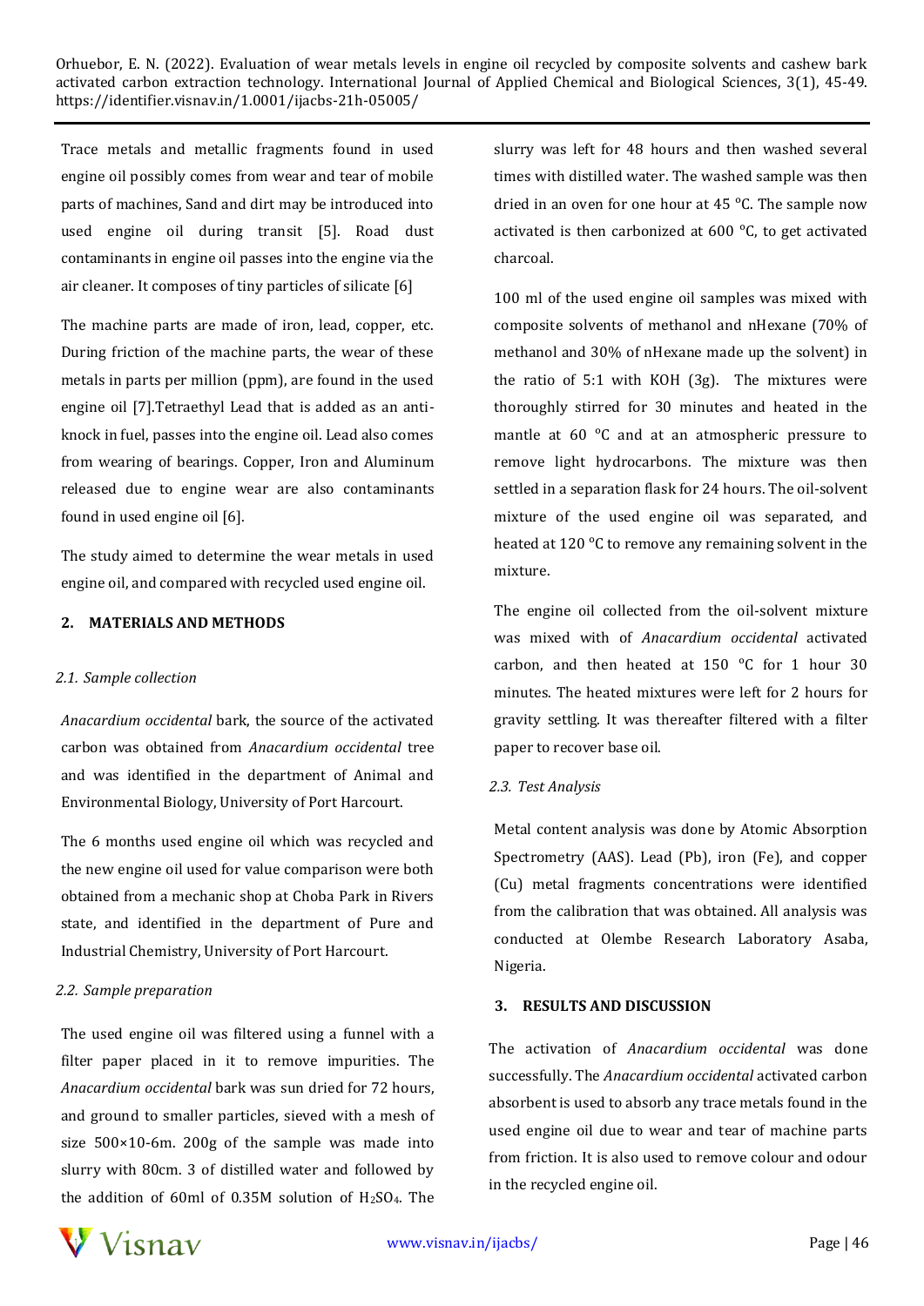Trace metals and metallic fragments found in used engine oil possibly comes from wear and tear of mobile parts of machines, Sand and dirt may be introduced into used engine oil during transit [5]. Road dust contaminants in engine oil passes into the engine via the air cleaner. It composes of tiny particles of silicate [6]

The machine parts are made of iron, lead, copper, etc. During friction of the machine parts, the wear of these metals in parts per million (ppm), are found in the used engine oil [7].Tetraethyl Lead that is added as an anti-knock in fuel, passes into the engine oil. Lead also comes from wearing of bearings. Copper, Iron and Aluminum released due to engine wear are also contaminants found in used engine oil [6].

The study aimed to determine the wear metals in used engine oil, and compared with recycled used engine oil.

## 2. MATERIALS AND METHODS

### *2.1. Sample collection*

*Anacardium occidental* bark, the source of the activated carbon was obtained from *Anacardium occidental* tree and was identified in the department of Animal and Environmental Biology, University of Port Harcourt.

The 6 months used engine oil which was recycled and the new engine oil used for value comparison were both obtained from a mechanic shop at Choba Park in Rivers state, and identified in the department of Pure and Industrial Chemistry, University of Port Harcourt.

### *2.2. Sample preparation*

The used engine oil was filtered using a funnel with a filter paper placed in it to remove impurities. The *Anacardium occidental* bark was sun dried for 72 hours, and ground to smaller particles, sieved with a mesh of size 500×10-6m. 200g of the sample was made into slurry with 80cm. 3 of distilled water and followed by the addition of 60ml of 0.35M solution of $H_2SO_4$. The slurry was left for 48 hours and then washed several times with distilled water. The washed sample was then dried in an oven for one hour at 45 °C. The sample now activated is then carbonized at 600 °C, to get activated charcoal.

100 ml of the used engine oil samples was mixed with composite solvents of methanol and nHexane (70% of methanol and 30% of nHexane made up the solvent) in the ratio of 5:1 with KOH (3g). The mixtures were thoroughly stirred for 30 minutes and heated in the mantle at 60 °C and at an atmospheric pressure to remove light hydrocarbons. The mixture was then settled in a separation flask for 24 hours. The oil-solvent mixture of the used engine oil was separated, and heated at 120 °C to remove any remaining solvent in the mixture.

The engine oil collected from the oil-solvent mixture was mixed with of *Anacardium occidental* activated carbon, and then heated at 150 °C for 1 hour 30 minutes. The heated mixtures were left for 2 hours for gravity settling. It was thereafter filtered with a filter paper to recover base oil.

### *2.3. Test Analysis*

Metal content analysis was done by Atomic Absorption Spectrometry (AAS). Lead (Pb), iron (Fe), and copper (Cu) metal fragments concentrations were identified from the calibration that was obtained. All analysis was conducted at Olembe Research Laboratory Asaba, Nigeria.

## 3. RESULTS AND DISCUSSION

The activation of *Anacardium occidental* was done successfully. The *Anacardium occidental* activated carbon absorbent is used to absorb any trace metals found in the used engine oil due to wear and tear of machine parts from friction. It is also used to remove colour and odour in the recycled engine oil.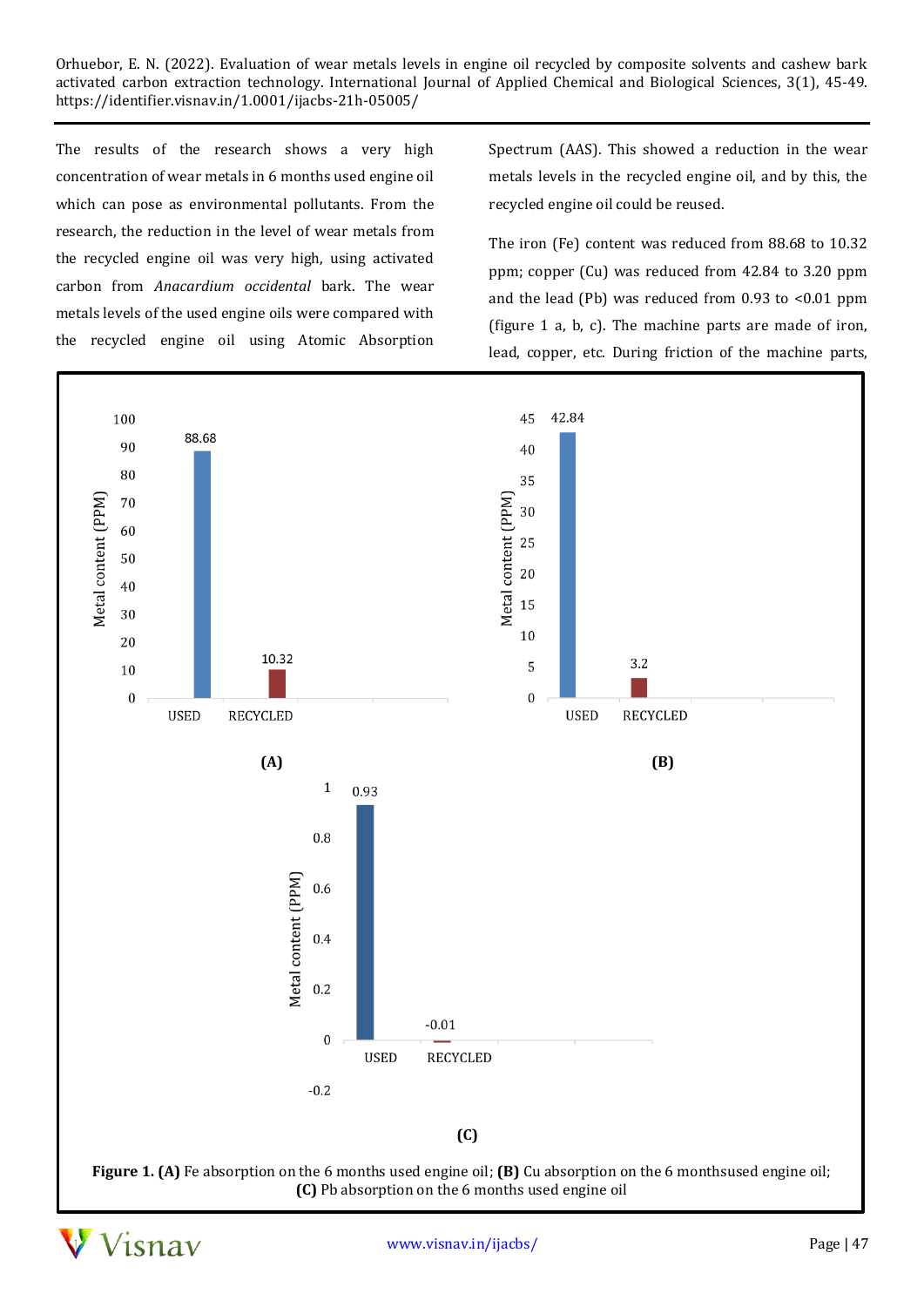The results of the research shows a very high concentration of wear metals in 6 months used engine oil which can pose as environmental pollutants. From the research, the reduction in the level of wear metals from the recycled engine oil was very high, using activated carbon from *Anacardium occidental* bark. The wear metals levels of the used engine oils were compared with the recycled engine oil using Atomic Absorption Spectrum (AAS). This showed a reduction in the wear metals levels in the recycled engine oil, and by this, the recycled engine oil could be reused.

The iron (Fe) content was reduced from 88.68 to 10.32 ppm; copper (Cu) was reduced from 42.84 to 3.20 ppm and the lead (Pb) was reduced from 0.93 to <0.01 ppm (figure 1 a, b, c). The machine parts are made of iron, lead, copper, etc. During friction of the machine parts,

**Figure 1. (A)** Fe absorption on the 6 months used engine oil; **(B)** Cu absorption on the 6 monthsused engine oil; **(C)** Pb absorption on the 6 months used engine oil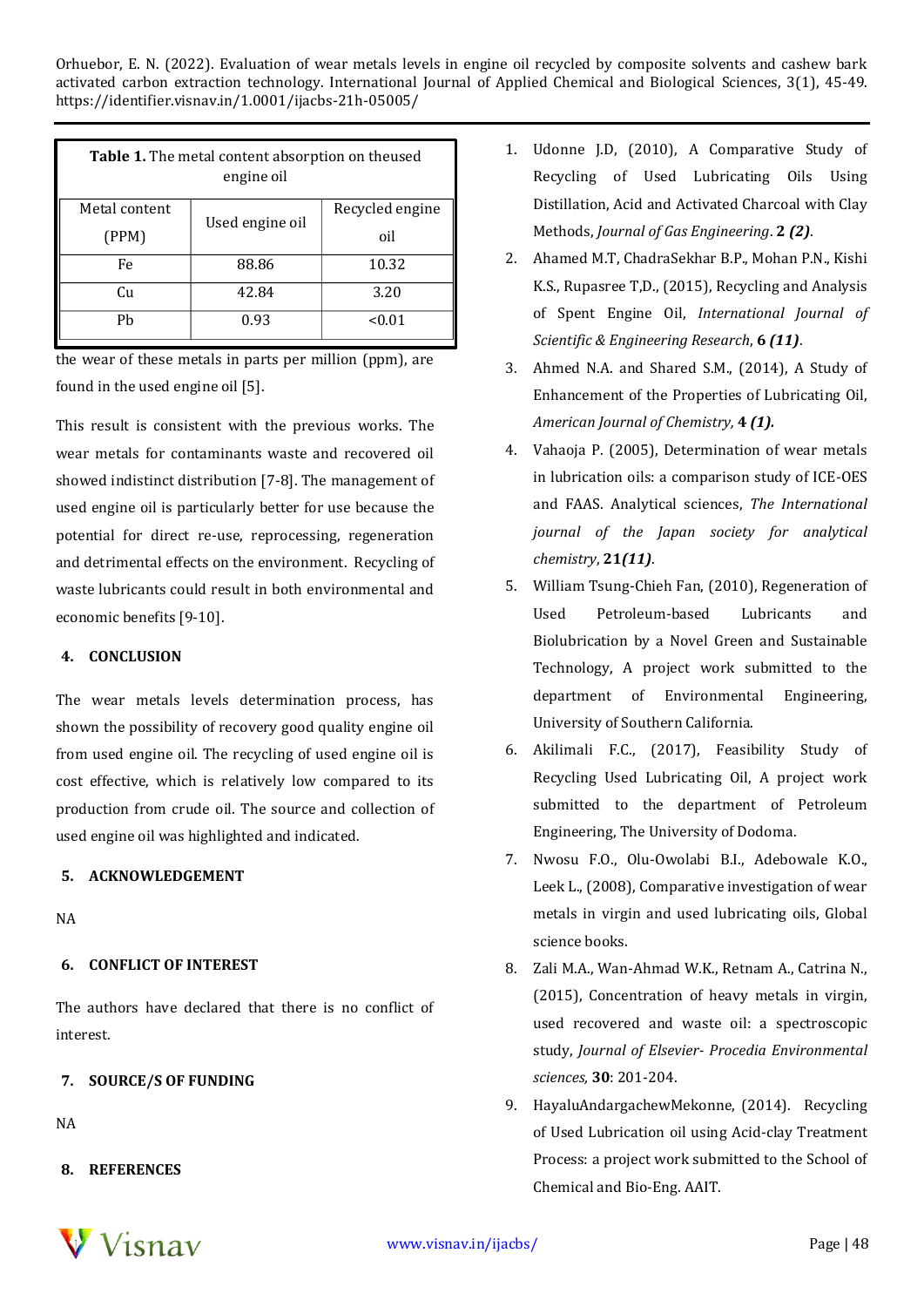**Table 1.** The metal content absorption on theused engine oil

| Metal content (PPM) | Used engine oil | Recycled engine oil |
|---|---|---|
| Fe | 88.86 | 10.32 |
| Cu | 42.84 | 3.20 |
| Pb | 0.93 | <0.01 |

the wear of these metals in parts per million (ppm), are found in the used engine oil [5].

This result is consistent with the previous works. The wear metals for contaminants waste and recovered oil showed indistinct distribution [7-8]. The management of used engine oil is particularly better for use because the potential for direct re-use, reprocessing, regeneration and detrimental effects on the environment. Recycling of waste lubricants could result in both environmental and economic benefits [9-10].

## 4. CONCLUSION

The wear metals levels determination process, has shown the possibility of recovery good quality engine oil from used engine oil. The recycling of used engine oil is cost effective, which is relatively low compared to its production from crude oil. The source and collection of used engine oil was highlighted and indicated.

## 5. ACKNOWLEDGEMENT

NA

## 6. CONFLICT OF INTEREST

The authors have declared that there is no conflict of interest.

## 7. SOURCE/S OF FUNDING

NA

## 8. REFERENCES

1. Udonne J.D, (2010), A Comparative Study of Recycling of Used Lubricating Oils Using Distillation, Acid and Activated Charcoal with Clay Methods, *Journal of Gas Engineering*. **2** ***(2)***.
2. Ahamed M.T, ChadraSekhar B.P., Mohan P.N., Kishi K.S., Rupasree T,D., (2015), Recycling and Analysis of Spent Engine Oil, *International Journal of Scientific & Engineering Research*, **6** ***(11)***.
3. Ahmed N.A. and Shared S.M., (2014), A Study of Enhancement of the Properties of Lubricating Oil, *American Journal of Chemistry,* **4** ***(1).***
4. Vahaoja P. (2005), Determination of wear metals in lubrication oils: a comparison study of ICE-OES and FAAS. Analytical sciences, *The International journal of the Japan society for analytical chemistry*, **21*(11)***.
5. William Tsung-Chieh Fan, (2010), Regeneration of Used Petroleum-based Lubricants and Biolubrication by a Novel Green and Sustainable Technology, A project work submitted to the department of Environmental Engineering, University of Southern California.
6. Akilimali F.C., (2017), Feasibility Study of Recycling Used Lubricating Oil, A project work submitted to the department of Petroleum Engineering, The University of Dodoma.
7. Nwosu F.O., Olu-Owolabi B.I., Adebowale K.O., Leek L., (2008), Comparative investigation of wear metals in virgin and used lubricating oils, Global science books.
8. Zali M.A., Wan-Ahmad W.K., Retnam A., Catrina N., (2015), Concentration of heavy metals in virgin, used recovered and waste oil: a spectroscopic study, *Journal of Elsevier- Procedia Environmental sciences,* **30**: 201-204.
9. HayaluAndargachewMekonne, (2014). Recycling of Used Lubrication oil using Acid-clay Treatment Process: a project work submitted to the School of Chemical and Bio-Eng. AAIT.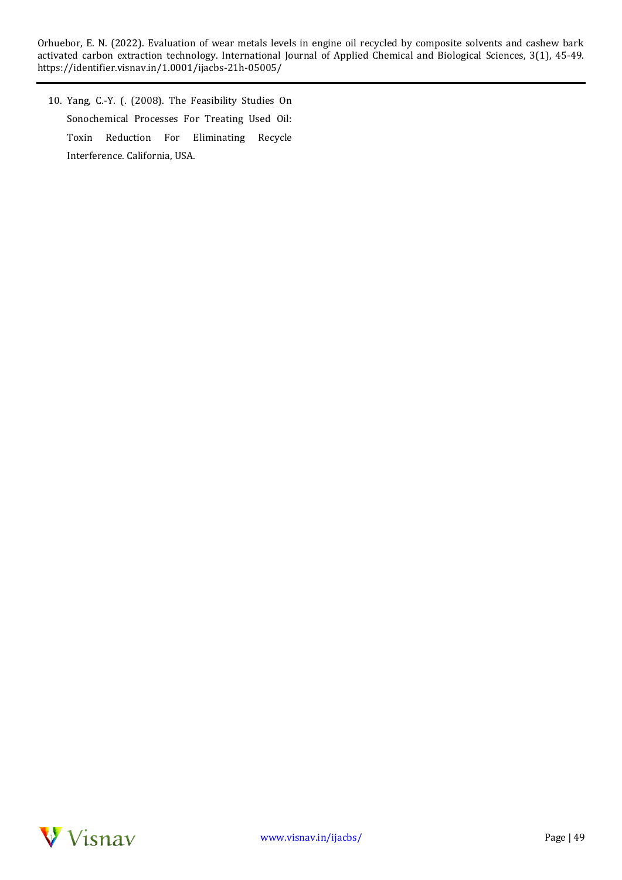10. Yang, C.-Y. (. (2008). The Feasibility Studies On Sonochemical Processes For Treating Used Oil: Toxin Reduction For Eliminating Recycle Interference. California, USA.